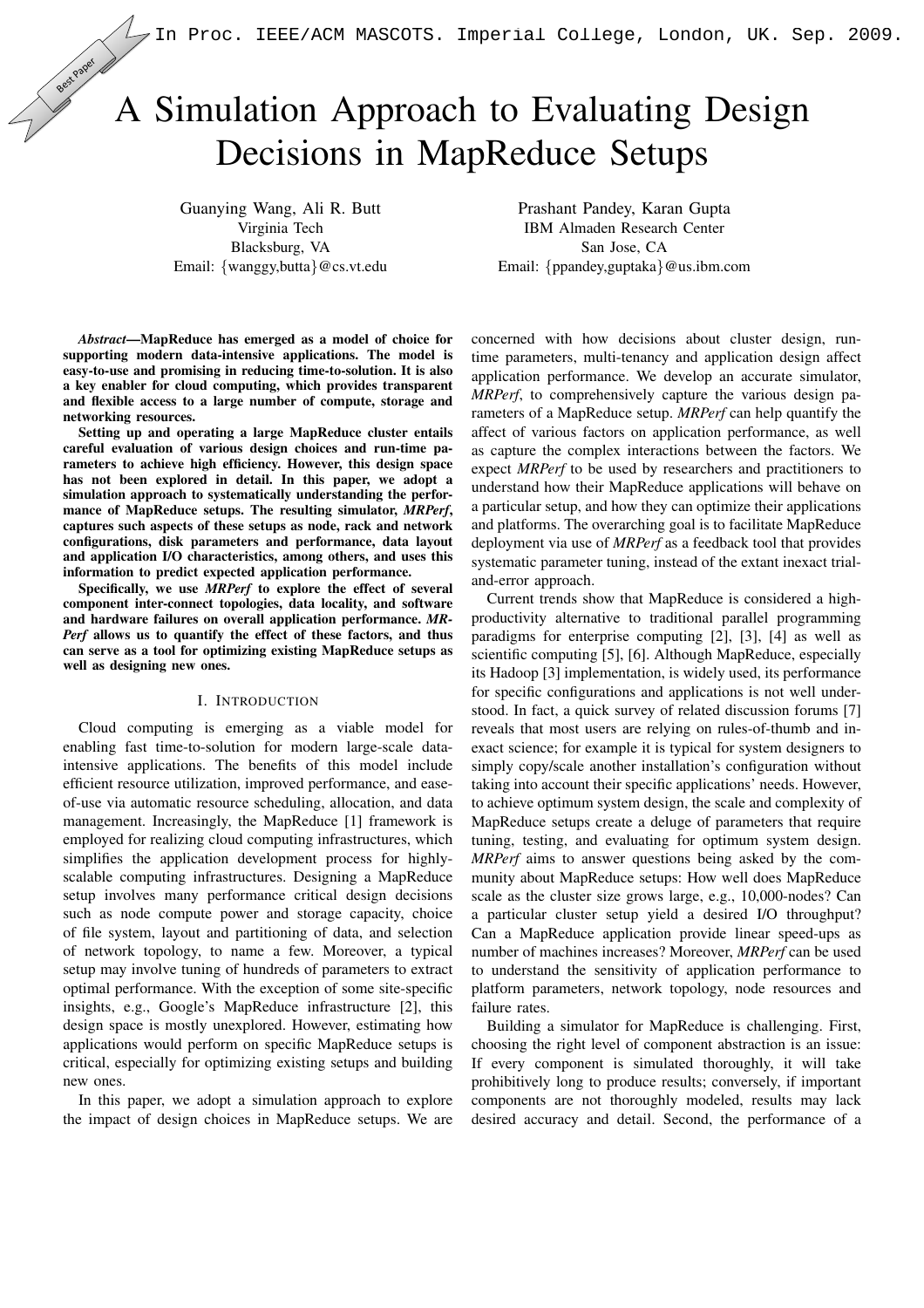In Proc. IEEE/ACM MASCOTS. Imperial College, London, UK. Sep. 2009.

Best Paper

# A Simulation Approach to Evaluating Design Decisions in MapReduce Setups

Guanying Wang, Ali R. Butt
Virginia Tech
Blacksburg, VA
Email: {wanggy,butta}@cs.vt.edu

Prashant Pandey, Karan Gupta
IBM Almaden Research Center
San Jose, CA
Email: {ppandey,guptaka}@us.ibm.com

***Abstract*—MapReduce has emerged as a model of choice for supporting modern data-intensive applications. The model is easy-to-use and promising in reducing time-to-solution. It is also a key enabler for cloud computing, which provides transparent and flexible access to a large number of compute, storage and networking resources.**

**Setting up and operating a large MapReduce cluster entails careful evaluation of various design choices and run-time parameters to achieve high efficiency. However, this design space has not been explored in detail. In this paper, we adopt a simulation approach to systematically understanding the performance of MapReduce setups. The resulting simulator, *MRPerf*, captures such aspects of these setups as node, rack and network configurations, disk parameters and performance, data layout and application I/O characteristics, among others, and uses this information to predict expected application performance.**

**Specifically, we use *MRPerf* to explore the effect of several component inter-connect topologies, data locality, and software and hardware failures on overall application performance. *MRPerf* allows us to quantify the effect of these factors, and thus can serve as a tool for optimizing existing MapReduce setups as well as designing new ones.**

## I. Introduction

Cloud computing is emerging as a viable model for enabling fast time-to-solution for modern large-scale data-intensive applications. The benefits of this model include efficient resource utilization, improved performance, and ease-of-use via automatic resource scheduling, allocation, and data management. Increasingly, the MapReduce [1] framework is employed for realizing cloud computing infrastructures, which simplifies the application development process for highly-scalable computing infrastructures. Designing a MapReduce setup involves many performance critical design decisions such as node compute power and storage capacity, choice of file system, layout and partitioning of data, and selection of network topology, to name a few. Moreover, a typical setup may involve tuning of hundreds of parameters to extract optimal performance. With the exception of some site-specific insights, e.g., Google's MapReduce infrastructure [2], this design space is mostly unexplored. However, estimating how applications would perform on specific MapReduce setups is critical, especially for optimizing existing setups and building new ones.

In this paper, we adopt a simulation approach to explore the impact of design choices in MapReduce setups. We are concerned with how decisions about cluster design, run-time parameters, multi-tenancy and application design affect application performance. We develop an accurate simulator, *MRPerf*, to comprehensively capture the various design parameters of a MapReduce setup. *MRPerf* can help quantify the affect of various factors on application performance, as well as capture the complex interactions between the factors. We expect *MRPerf* to be used by researchers and practitioners to understand how their MapReduce applications will behave on a particular setup, and how they can optimize their applications and platforms. The overarching goal is to facilitate MapReduce deployment via use of *MRPerf* as a feedback tool that provides systematic parameter tuning, instead of the extant inexact trial-and-error approach.

Current trends show that MapReduce is considered a high-productivity alternative to traditional parallel programming paradigms for enterprise computing [2], [3], [4] as well as scientific computing [5], [6]. Although MapReduce, especially its Hadoop [3] implementation, is widely used, its performance for specific configurations and applications is not well understood. In fact, a quick survey of related discussion forums [7] reveals that most users are relying on rules-of-thumb and inexact science; for example it is typical for system designers to simply copy/scale another installation's configuration without taking into account their specific applications' needs. However, to achieve optimum system design, the scale and complexity of MapReduce setups create a deluge of parameters that require tuning, testing, and evaluating for optimum system design. *MRPerf* aims to answer questions being asked by the community about MapReduce setups: How well does MapReduce scale as the cluster size grows large, e.g., 10,000-nodes? Can a particular cluster setup yield a desired I/O throughput? Can a MapReduce application provide linear speed-ups as number of machines increases? Moreover, *MRPerf* can be used to understand the sensitivity of application performance to platform parameters, network topology, node resources and failure rates.

Building a simulator for MapReduce is challenging. First, choosing the right level of component abstraction is an issue: If every component is simulated thoroughly, it will take prohibitively long to produce results; conversely, if important components are not thoroughly modeled, results may lack desired accuracy and detail. Second, the performance of a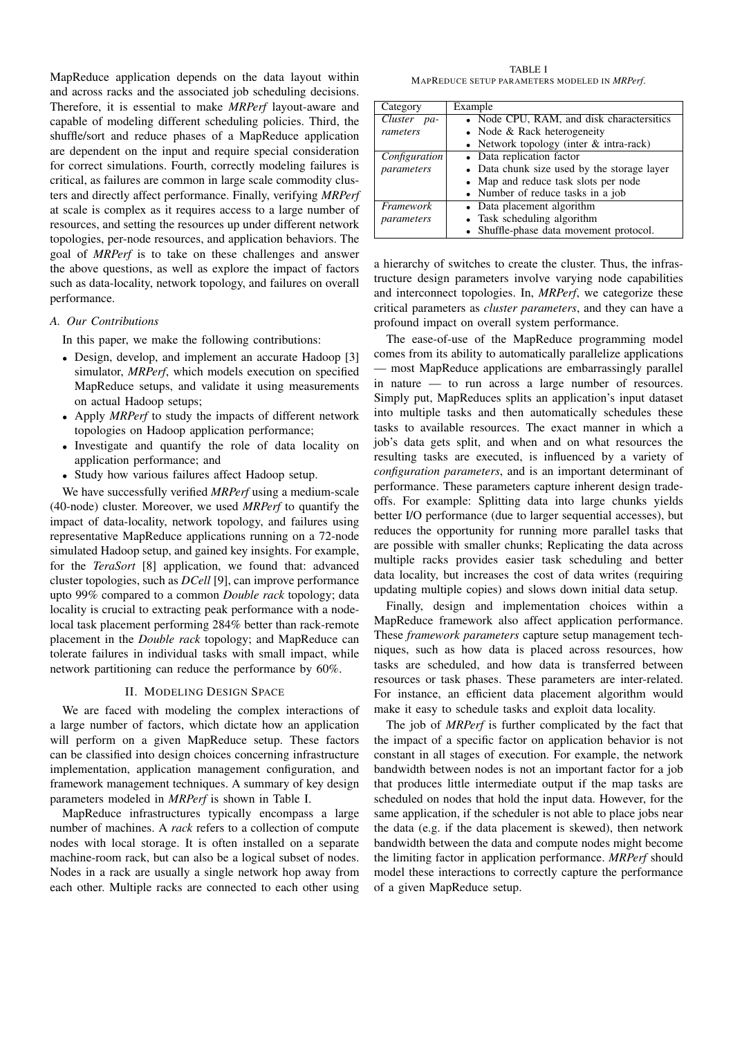MapReduce application depends on the data layout within and across racks and the associated job scheduling decisions. Therefore, it is essential to make *MRPerf* layout-aware and capable of modeling different scheduling policies. Third, the shuffle/sort and reduce phases of a MapReduce application are dependent on the input and require special consideration for correct simulations. Fourth, correctly modeling failures is critical, as failures are common in large scale commodity clusters and directly affect performance. Finally, verifying *MRPerf* at scale is complex as it requires access to a large number of resources, and setting the resources up under different network topologies, per-node resources, and application behaviors. The goal of *MRPerf* is to take on these challenges and answer the above questions, as well as explore the impact of factors such as data-locality, network topology, and failures on overall performance.

### A. Our Contributions

In this paper, we make the following contributions:

- Design, develop, and implement an accurate Hadoop [3] simulator, *MRPerf*, which models execution on specified MapReduce setups, and validate it using measurements on actual Hadoop setups;
- Apply *MRPerf* to study the impacts of different network topologies on Hadoop application performance;
- Investigate and quantify the role of data locality on application performance; and
- Study how various failures affect Hadoop setup.

We have successfully verified *MRPerf* using a medium-scale (40-node) cluster. Moreover, we used *MRPerf* to quantify the impact of data-locality, network topology, and failures using representative MapReduce applications running on a 72-node simulated Hadoop setup, and gained key insights. For example, for the *TeraSort* [8] application, we found that: advanced cluster topologies, such as *DCell* [9], can improve performance upto 99% compared to a common *Double rack* topology; data locality is crucial to extracting peak performance with a node-local task placement performing 284% better than rack-remote placement in the *Double rack* topology; and MapReduce can tolerate failures in individual tasks with small impact, while network partitioning can reduce the performance by 60%.

## II. Modeling Design Space

We are faced with modeling the complex interactions of a large number of factors, which dictate how an application will perform on a given MapReduce setup. These factors can be classified into design choices concerning infrastructure implementation, application management configuration, and framework management techniques. A summary of key design parameters modeled in *MRPerf* is shown in Table I.

MapReduce infrastructures typically encompass a large number of machines. A *rack* refers to a collection of compute nodes with local storage. It is often installed on a separate machine-room rack, but can also be a logical subset of nodes. Nodes in a rack are usually a single network hop away from each other. Multiple racks are connected to each other using a hierarchy of switches to create the cluster. Thus, the infrastructure design parameters involve varying node capabilities and interconnect topologies. In, *MRPerf*, we categorize these critical parameters as *cluster parameters*, and they can have a profound impact on overall system performance.

TABLE I
MapReduce setup parameters modeled in *MRPerf*.

| Category | Example |
|---|---|
| *Cluster parameters* | • Node CPU, RAM, and disk charactersitics<br>• Node & Rack heterogeneity<br>• Network topology (inter & intra-rack) |
| *Configuration parameters* | • Data replication factor<br>• Data chunk size used by the storage layer<br>• Map and reduce task slots per node<br>• Number of reduce tasks in a job |
| *Framework parameters* | • Data placement algorithm<br>• Task scheduling algorithm<br>• Shuffle-phase data movement protocol. |

The ease-of-use of the MapReduce programming model comes from its ability to automatically parallelize applications — most MapReduce applications are embarrassingly parallel in nature — to run across a large number of resources. Simply put, MapReduces splits an application's input dataset into multiple tasks and then automatically schedules these tasks to available resources. The exact manner in which a job's data gets split, and when and on what resources the resulting tasks are executed, is influenced by a variety of *configuration parameters*, and is an important determinant of performance. These parameters capture inherent design tradeoffs. For example: Splitting data into large chunks yields better I/O performance (due to larger sequential accesses), but reduces the opportunity for running more parallel tasks that are possible with smaller chunks; Replicating the data across multiple racks provides easier task scheduling and better data locality, but increases the cost of data writes (requiring updating multiple copies) and slows down initial data setup.

Finally, design and implementation choices within a MapReduce framework also affect application performance. These *framework parameters* capture setup management techniques, such as how data is placed across resources, how tasks are scheduled, and how data is transferred between resources or task phases. These parameters are inter-related. For instance, an efficient data placement algorithm would make it easy to schedule tasks and exploit data locality.

The job of *MRPerf* is further complicated by the fact that the impact of a specific factor on application behavior is not constant in all stages of execution. For example, the network bandwidth between nodes is not an important factor for a job that produces little intermediate output if the map tasks are scheduled on nodes that hold the input data. However, for the same application, if the scheduler is not able to place jobs near the data (e.g. if the data placement is skewed), then network bandwidth between the data and compute nodes might become the limiting factor in application performance. *MRPerf* should model these interactions to correctly capture the performance of a given MapReduce setup.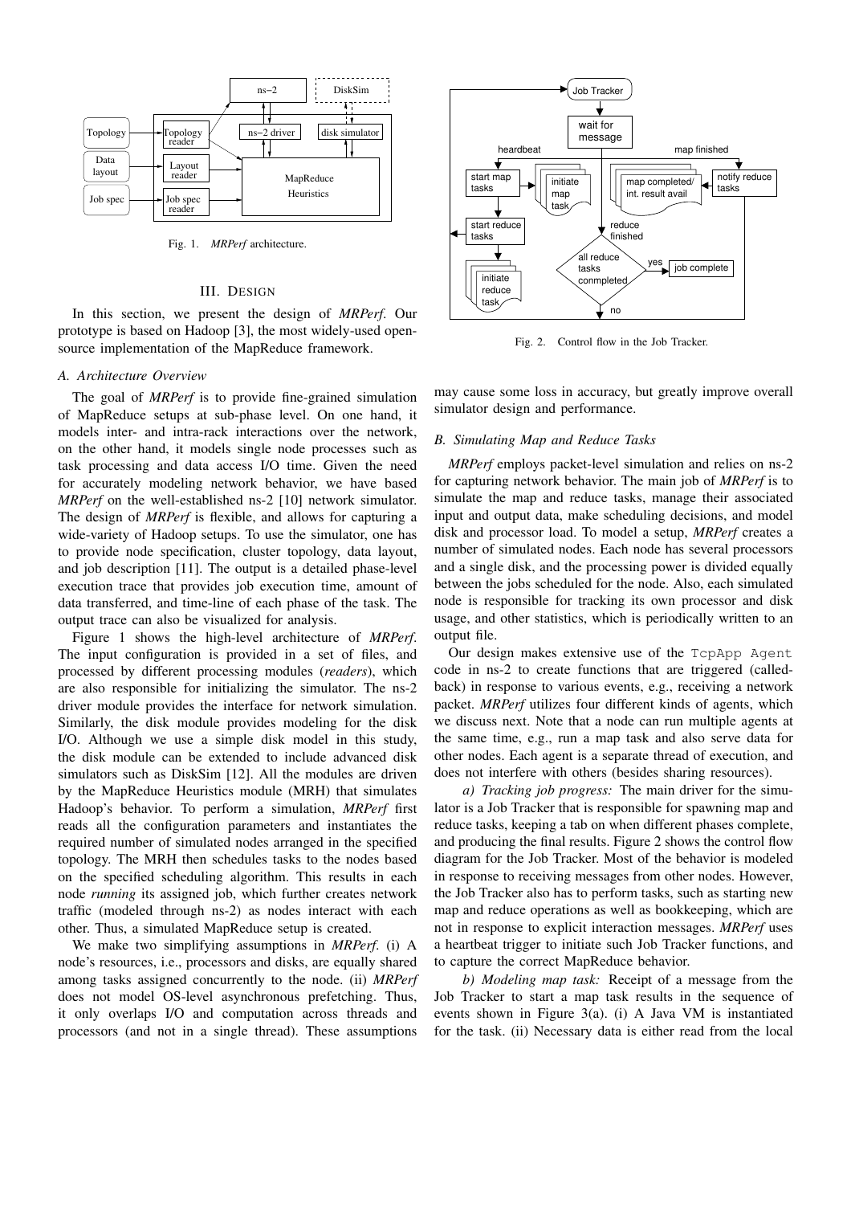Fig. 1. *MRPerf* architecture.

## III. Design

In this section, we present the design of *MRPerf*. Our prototype is based on Hadoop [3], the most widely-used open-source implementation of the MapReduce framework.

### A. Architecture Overview

The goal of *MRPerf* is to provide fine-grained simulation of MapReduce setups at sub-phase level. On one hand, it models inter- and intra-rack interactions over the network, on the other hand, it models single node processes such as task processing and data access I/O time. Given the need for accurately modeling network behavior, we have based *MRPerf* on the well-established ns-2 [10] network simulator. The design of *MRPerf* is flexible, and allows for capturing a wide-variety of Hadoop setups. To use the simulator, one has to provide node specification, cluster topology, data layout, and job description [11]. The output is a detailed phase-level execution trace that provides job execution time, amount of data transferred, and time-line of each phase of the task. The output trace can also be visualized for analysis.

Figure 1 shows the high-level architecture of *MRPerf*. The input configuration is provided in a set of files, and processed by different processing modules (*readers*), which are also responsible for initializing the simulator. The ns-2 driver module provides the interface for network simulation. Similarly, the disk module provides modeling for the disk I/O. Although we use a simple disk model in this study, the disk module can be extended to include advanced disk simulators such as DiskSim [12]. All the modules are driven by the MapReduce Heuristics module (MRH) that simulates Hadoop's behavior. To perform a simulation, *MRPerf* first reads all the configuration parameters and instantiates the required number of simulated nodes arranged in the specified topology. The MRH then schedules tasks to the nodes based on the specified scheduling algorithm. This results in each node *running* its assigned job, which further creates network traffic (modeled through ns-2) as nodes interact with each other. Thus, a simulated MapReduce setup is created.

We make two simplifying assumptions in *MRPerf*. (i) A node's resources, i.e., processors and disks, are equally shared among tasks assigned concurrently to the node. (ii) *MRPerf* does not model OS-level asynchronous prefetching. Thus, it only overlaps I/O and computation across threads and processors (and not in a single thread). These assumptions may cause some loss in accuracy, but greatly improve overall simulator design and performance.

Fig. 2. Control flow in the Job Tracker.

### B. Simulating Map and Reduce Tasks

*MRPerf* employs packet-level simulation and relies on ns-2 for capturing network behavior. The main job of *MRPerf* is to simulate the map and reduce tasks, manage their associated input and output data, make scheduling decisions, and model disk and processor load. To model a setup, *MRPerf* creates a number of simulated nodes. Each node has several processors and a single disk, and the processing power is divided equally between the jobs scheduled for the node. Also, each simulated node is responsible for tracking its own processor and disk usage, and other statistics, which is periodically written to an output file.

Our design makes extensive use of the `TcpApp Agent` code in ns-2 to create functions that are triggered (called-back) in response to various events, e.g., receiving a network packet. *MRPerf* utilizes four different kinds of agents, which we discuss next. Note that a node can run multiple agents at the same time, e.g., run a map task and also serve data for other nodes. Each agent is a separate thread of execution, and does not interfere with others (besides sharing resources).

*a) Tracking job progress:* The main driver for the simulator is a Job Tracker that is responsible for spawning map and reduce tasks, keeping a tab on when different phases complete, and producing the final results. Figure 2 shows the control flow diagram for the Job Tracker. Most of the behavior is modeled in response to receiving messages from other nodes. However, the Job Tracker also has to perform tasks, such as starting new map and reduce operations as well as bookkeeping, which are not in response to explicit interaction messages. *MRPerf* uses a heartbeat trigger to initiate such Job Tracker functions, and to capture the correct MapReduce behavior.

*b) Modeling map task:* Receipt of a message from the Job Tracker to start a map task results in the sequence of events shown in Figure 3(a). (i) A Java VM is instantiated for the task. (ii) Necessary data is either read from the local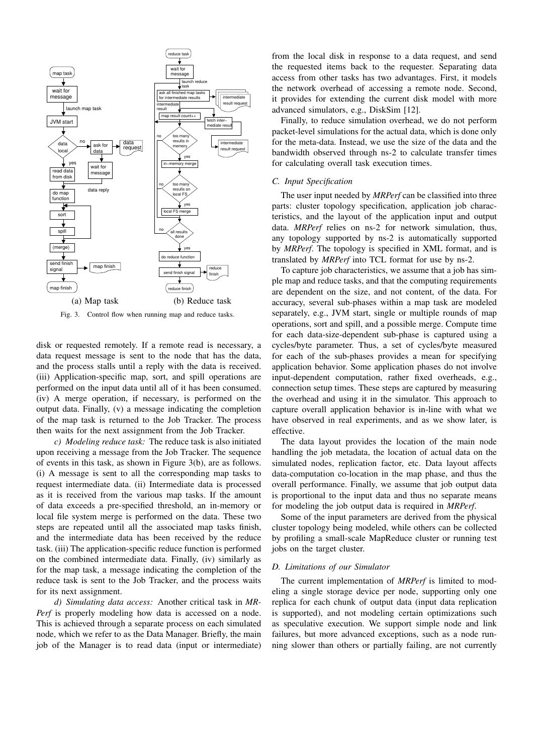(a) Map task

(b) Reduce task

Fig. 3. Control flow when running map and reduce tasks.

disk or requested remotely. If a remote read is necessary, a data request message is sent to the node that has the data, and the process stalls until a reply with the data is received. (iii) Application-specific map, sort, and spill operations are performed on the input data until all of it has been consumed. (iv) A merge operation, if necessary, is performed on the output data. Finally, (v) a message indicating the completion of the map task is returned to the Job Tracker. The process then waits for the next assignment from the Job Tracker.

*c) Modeling reduce task:* The reduce task is also initiated upon receiving a message from the Job Tracker. The sequence of events in this task, as shown in Figure 3(b), are as follows. (i) A message is sent to all the corresponding map tasks to request intermediate data. (ii) Intermediate data is processed as it is received from the various map tasks. If the amount of data exceeds a pre-specified threshold, an in-memory or local file system merge is performed on the data. These two steps are repeated until all the associated map tasks finish, and the intermediate data has been received by the reduce task. (iii) The application-specific reduce function is performed on the combined intermediate data. Finally, (iv) similarly as for the map task, a message indicating the completion of the reduce task is sent to the Job Tracker, and the process waits for its next assignment.

*d) Simulating data access:* Another critical task in *MRPerf* is properly modeling how data is accessed on a node. This is achieved through a separate process on each simulated node, which we refer to as the Data Manager. Briefly, the main job of the Manager is to read data (input or intermediate) from the local disk in response to a data request, and send the requested items back to the requester. Separating data access from other tasks has two advantages. First, it models the network overhead of accessing a remote node. Second, it provides for extending the current disk model with more advanced simulators, e.g., DiskSim [12].

Finally, to reduce simulation overhead, we do not perform packet-level simulations for the actual data, which is done only for the meta-data. Instead, we use the size of the data and the bandwidth observed through ns-2 to calculate transfer times for calculating overall task execution times.

### C. Input Specification

The user input needed by *MRPerf* can be classified into three parts: cluster topology specification, application job characteristics, and the layout of the application input and output data. *MRPerf* relies on ns-2 for network simulation, thus, any topology supported by ns-2 is automatically supported by *MRPerf*. The topology is specified in XML format, and is translated by *MRPerf* into TCL format for use by ns-2.

To capture job characteristics, we assume that a job has simple map and reduce tasks, and that the computing requirements are dependent on the size, and not content, of the data. For accuracy, several sub-phases within a map task are modeled separately, e.g., JVM start, single or multiple rounds of map operations, sort and spill, and a possible merge. Compute time for each data-size-dependent sub-phase is captured using a cycles/byte parameter. Thus, a set of cycles/byte measured for each of the sub-phases provides a mean for specifying application behavior. Some application phases do not involve input-dependent computation, rather fixed overheads, e.g., connection setup times. These steps are captured by measuring the overhead and using it in the simulator. This approach to capture overall application behavior is in-line with what we have observed in real experiments, and as we show later, is effective.

The data layout provides the location of the main node handling the job metadata, the location of actual data on the simulated nodes, replication factor, etc. Data layout affects data-computation co-location in the map phase, and thus the overall performance. Finally, we assume that job output data is proportional to the input data and thus no separate means for modeling the job output data is required in *MRPerf*.

Some of the input parameters are derived from the physical cluster topology being modeled, while others can be collected by profiling a small-scale MapReduce cluster or running test jobs on the target cluster.

### D. Limitations of our Simulator

The current implementation of *MRPerf* is limited to modeling a single storage device per node, supporting only one replica for each chunk of output data (input data replication is supported), and not modeling certain optimizations such as speculative execution. We support simple node and link failures, but more advanced exceptions, such as a node running slower than others or partially failing, are not currently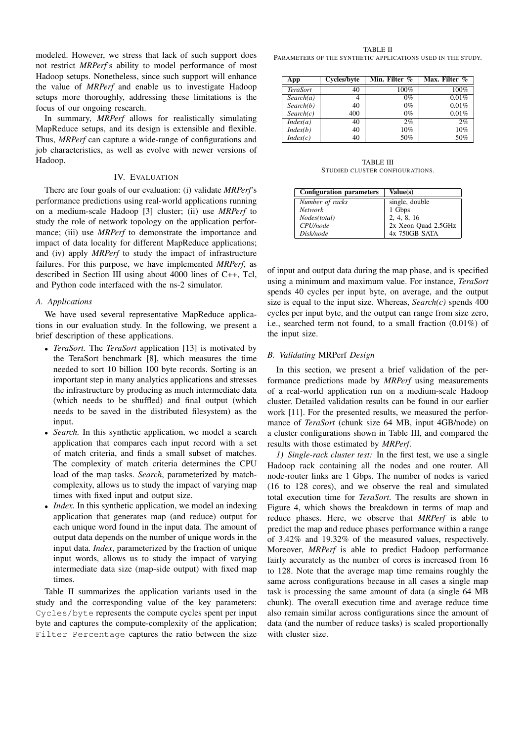modeled. However, we stress that lack of such support does not restrict *MRPerf*'s ability to model performance of most Hadoop setups. Nonetheless, since such support will enhance the value of *MRPerf* and enable us to investigate Hadoop setups more thoroughly, addressing these limitations is the focus of our ongoing research.

In summary, *MRPerf* allows for realistically simulating MapReduce setups, and its design is extensible and flexible. Thus, *MRPerf* can capture a wide-range of configurations and job characteristics, as well as evolve with newer versions of Hadoop.

## IV. Evaluation

There are four goals of our evaluation: (i) validate *MRPerf*'s performance predictions using real-world applications running on a medium-scale Hadoop [3] cluster; (ii) use *MRPerf* to study the role of network topology on the application performance; (iii) use *MRPerf* to demonstrate the importance and impact of data locality for different MapReduce applications; and (iv) apply *MRPerf* to study the impact of infrastructure failures. For this purpose, we have implemented *MRPerf*, as described in Section III using about 4000 lines of C++, Tcl, and Python code interfaced with the ns-2 simulator.

### *A. Applications*

We have used several representative MapReduce applications in our evaluation study. In the following, we present a brief description of these applications.

- *TeraSort.* The *TeraSort* application [13] is motivated by the TeraSort benchmark [8], which measures the time needed to sort 10 billion 100 byte records. Sorting is an important step in many analytics applications and stresses the infrastructure by producing as much intermediate data (which needs to be shuffled) and final output (which needs to be saved in the distributed filesystem) as the input.
- *Search.* In this synthetic application, we model a search application that compares each input record with a set of match criteria, and finds a small subset of matches. The complexity of match criteria determines the CPU load of the map tasks. *Search*, parameterized by match-complexity, allows us to study the impact of varying map times with fixed input and output size.
- *Index.* In this synthetic application, we model an indexing application that generates map (and reduce) output for each unique word found in the input data. The amount of output data depends on the number of unique words in the input data. *Index*, parameterized by the fraction of unique input words, allows us to study the impact of varying intermediate data size (map-side output) with fixed map times.

Table II summarizes the application variants used in the study and the corresponding value of the key parameters: `Cycles/byte` represents the compute cycles spent per input byte and captures the compute-complexity of the application; `Filter Percentage` captures the ratio between the size of input and output data during the map phase, and is specified using a minimum and maximum value. For instance, *TeraSort* spends 40 cycles per input byte, on average, and the output size is equal to the input size. Whereas, *Search(c)* spends 400 cycles per input byte, and the output can range from size zero, i.e., searched term not found, to a small fraction (0.01%) of the input size.

TABLE II
Parameters of the synthetic applications used in the study.

| App | Cycles/byte | Min. Filter % | Max. Filter % |
|---|---|---|---|
| *TeraSort* | 40 | 100% | 100% |
| *Search(a)* | 4 | 0% | 0.01% |
| *Search(b)* | 40 | 0% | 0.01% |
| *Search(c)* | 400 | 0% | 0.01% |
| *Index(a)* | 40 | 2% | 2% |
| *Index(b)* | 40 | 10% | 10% |
| *Index(c)* | 40 | 50% | 50% |

TABLE III
Studied cluster configurations.

| Configuration parameters | Value(s) |
|---|---|
| *Number of racks* | single, double |
| *Network* | 1 Gbps |
| *Nodes(total)* | 2, 4, 8, 16 |
| *CPU/node* | 2x Xeon Quad 2.5GHz |
| *Disk/node* | 4x 750GB SATA |

### *B. Validating* MRPerf *Design*

In this section, we present a brief validation of the performance predictions made by *MRPerf* using measurements of a real-world application run on a medium-scale Hadoop cluster. Detailed validation results can be found in our earlier work [11]. For the presented results, we measured the performance of *TeraSort* (chunk size 64 MB, input 4GB/node) on a cluster configurations shown in Table III, and compared the results with those estimated by *MRPerf*.

*1) Single-rack cluster test:* In the first test, we use a single Hadoop rack containing all the nodes and one router. All node-router links are 1 Gbps. The number of nodes is varied (16 to 128 cores), and we observe the real and simulated total execution time for *TeraSort*. The results are shown in Figure 4, which shows the breakdown in terms of map and reduce phases. Here, we observe that *MRPerf* is able to predict the map and reduce phases performance within a range of 3.42% and 19.32% of the measured values, respectively. Moreover, *MRPerf* is able to predict Hadoop performance fairly accurately as the number of cores is increased from 16 to 128. Note that the average map time remains roughly the same across configurations because in all cases a single map task is processing the same amount of data (a single 64 MB chunk). The overall execution time and average reduce time also remain similar across configurations since the amount of data (and the number of reduce tasks) is scaled proportionally with cluster size.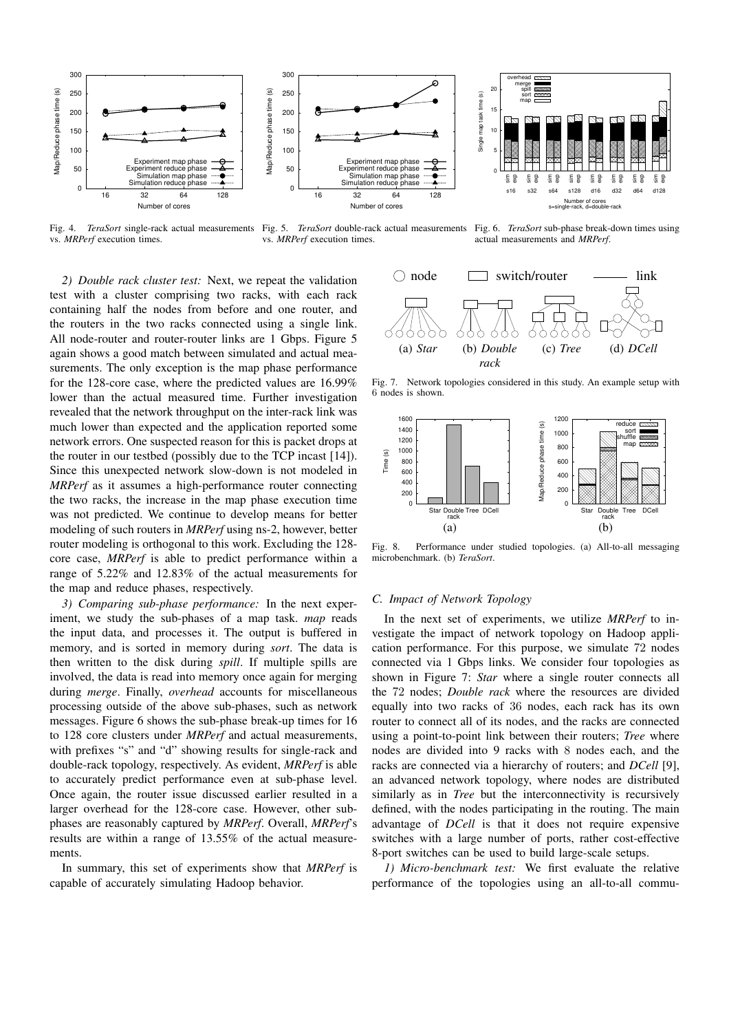Fig. 4. *TeraSort* single-rack actual measurements vs. *MRPerf* execution times.

Fig. 5. *TeraSort* double-rack actual measurements vs. *MRPerf* execution times.

Fig. 6. *TeraSort* sub-phase break-down times using actual measurements and *MRPerf*.

*2) Double rack cluster test:* Next, we repeat the validation test with a cluster comprising two racks, with each rack containing half the nodes from before and one router, and the routers in the two racks connected using a single link. All node-router and router-router links are 1 Gbps. Figure 5 again shows a good match between simulated and actual measurements. The only exception is the map phase performance for the 128-core case, where the predicted values are 16.99% lower than the actual measured time. Further investigation revealed that the network throughput on the inter-rack link was much lower than expected and the application reported some network errors. One suspected reason for this is packet drops at the router in our testbed (possibly due to the TCP incast [14]). Since this unexpected network slow-down is not modeled in *MRPerf* as it assumes a high-performance router connecting the two racks, the increase in the map phase execution time was not predicted. We continue to develop means for better modeling of such routers in *MRPerf* using ns-2, however, better router modeling is orthogonal to this work. Excluding the 128-core case, *MRPerf* is able to predict performance within a range of 5.22% and 12.83% of the actual measurements for the map and reduce phases, respectively.

*3) Comparing sub-phase performance:* In the next experiment, we study the sub-phases of a map task. *map* reads the input data, and processes it. The output is buffered in memory, and is sorted in memory during *sort*. The data is then written to the disk during *spill*. If multiple spills are involved, the data is read into memory once again for merging during *merge*. Finally, *overhead* accounts for miscellaneous processing outside of the above sub-phases, such as network messages. Figure 6 shows the sub-phase break-up times for 16 to 128 core clusters under *MRPerf* and actual measurements, with prefixes "s" and "d" showing results for single-rack and double-rack topology, respectively. As evident, *MRPerf* is able to accurately predict performance even at sub-phase level. Once again, the router issue discussed earlier resulted in a larger overhead for the 128-core case. However, other sub-phases are reasonably captured by *MRPerf*. Overall, *MRPerf*'s results are within a range of 13.55% of the actual measurements.

In summary, this set of experiments show that *MRPerf* is capable of accurately simulating Hadoop behavior.

Fig. 7. Network topologies considered in this study. An example setup with 6 nodes is shown.

Fig. 8. Performance under studied topologies. (a) All-to-all messaging microbenchmark. (b) *TeraSort*.

### C. Impact of Network Topology

In the next set of experiments, we utilize *MRPerf* to investigate the impact of network topology on Hadoop application performance. For this purpose, we simulate 72 nodes connected via 1 Gbps links. We consider four topologies as shown in Figure 7: *Star* where a single router connects all the 72 nodes; *Double rack* where the resources are divided equally into two racks of 36 nodes, each rack has its own router to connect all of its nodes, and the racks are connected using a point-to-point link between their routers; *Tree* where nodes are divided into 9 racks with 8 nodes each, and the racks are connected via a hierarchy of routers; and *DCell* [9], an advanced network topology, where nodes are distributed similarly as in *Tree* but the interconnectivity is recursively defined, with the nodes participating in the routing. The main advantage of *DCell* is that it does not require expensive switches with a large number of ports, rather cost-effective 8-port switches can be used to build large-scale setups.

*1) Micro-benchmark test:* We first evaluate the relative performance of the topologies using an all-to-all commu-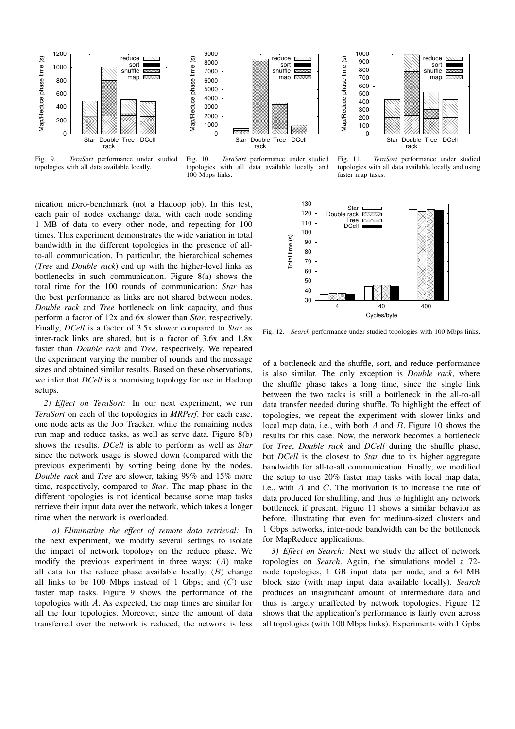Fig. 9. *TeraSort* performance under studied topologies with all data available locally.

Fig. 10. *TeraSort* performance under studied topologies with all data available locally and 100 Mbps links.

Fig. 11. *TeraSort* performance under studied topologies with all data available locally and using faster map tasks.

nication micro-benchmark (not a Hadoop job). In this test, each pair of nodes exchange data, with each node sending 1 MB of data to every other node, and repeating for 100 times. This experiment demonstrates the wide variation in total bandwidth in the different topologies in the presence of all-to-all communication. In particular, the hierarchical schemes (*Tree* and *Double rack*) end up with the higher-level links as bottlenecks in such communication. Figure 8(a) shows the total time for the 100 rounds of communication: *Star* has the best performance as links are not shared between nodes. *Double rack* and *Tree* bottleneck on link capacity, and thus perform a factor of 12x and 6x slower than *Star*, respectively. Finally, *DCell* is a factor of 3.5x slower compared to *Star* as inter-rack links are shared, but is a factor of 3.6x and 1.8x faster than *Double rack* and *Tree*, respectively. We repeated the experiment varying the number of rounds and the message sizes and obtained similar results. Based on these observations, we infer that *DCell* is a promising topology for use in Hadoop setups.

*2) Effect on TeraSort:* In our next experiment, we run *TeraSort* on each of the topologies in *MRPerf*. For each case, one node acts as the Job Tracker, while the remaining nodes run map and reduce tasks, as well as serve data. Figure 8(b) shows the results. *DCell* is able to perform as well as *Star* since the network usage is slowed down (compared with the previous experiment) by sorting being done by the nodes. *Double rack* and *Tree* are slower, taking 99% and 15% more time, respectively, compared to *Star*. The map phase in the different topologies is not identical because some map tasks retrieve their input data over the network, which takes a longer time when the network is overloaded.

*a) Eliminating the effect of remote data retrieval:* In the next experiment, we modify several settings to isolate the impact of network topology on the reduce phase. We modify the previous experiment in three ways: ($A$) make all data for the reduce phase available locally; ($B$) change all links to be 100 Mbps instead of 1 Gbps; and ($C$) use faster map tasks. Figure 9 shows the performance of the topologies with $A$. As expected, the map times are similar for all the four topologies. Moreover, since the amount of data transferred over the network is reduced, the network is less of a bottleneck and the shuffle, sort, and reduce performance is also similar. The only exception is *Double rack*, where the shuffle phase takes a long time, since the single link between the two racks is still a bottleneck in the all-to-all data transfer needed during shuffle. To highlight the effect of topologies, we repeat the experiment with slower links and local map data, i.e., with both $A$ and $B$. Figure 10 shows the results for this case. Now, the network becomes a bottleneck for *Tree*, *Double rack* and *DCell* during the shuffle phase, but *DCell* is the closest to *Star* due to its higher aggregate bandwidth for all-to-all communication. Finally, we modified the setup to use 20% faster map tasks with local map data, i.e., with $A$ and $C$. The motivation is to increase the rate of data produced for shuffling, and thus to highlight any network bottleneck if present. Figure 11 shows a similar behavior as before, illustrating that even for medium-sized clusters and 1 Gbps networks, inter-node bandwidth can be the bottleneck for MapReduce applications.

Fig. 12. *Search* performance under studied topologies with 100 Mbps links.

*3) Effect on Search:* Next we study the affect of network topologies on *Search*. Again, the simulations model a 72-node topologies, 1 GB input data per node, and a 64 MB block size (with map input data available locally). *Search* produces an insignificant amount of intermediate data and thus is largely unaffected by network topologies. Figure 12 shows that the application's performance is fairly even across all topologies (with 100 Mbps links). Experiments with 1 Gpbs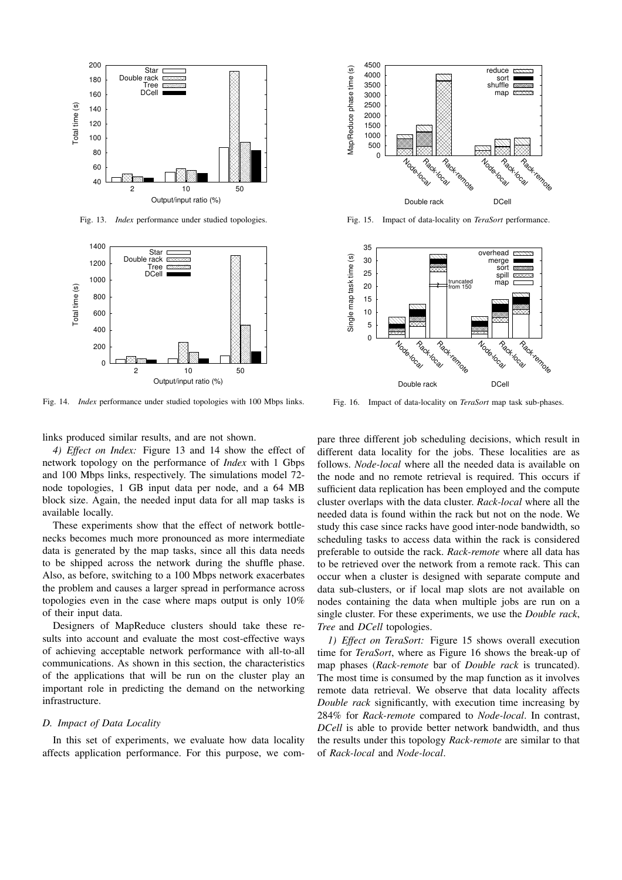Fig. 13. *Index* performance under studied topologies.

Fig. 14. *Index* performance under studied topologies with 100 Mbps links.

Fig. 15. Impact of data-locality on *TeraSort* performance.

Fig. 16. Impact of data-locality on *TeraSort* map task sub-phases.

links produced similar results, and are not shown.

*4) Effect on Index:* Figure 13 and 14 show the effect of network topology on the performance of *Index* with 1 Gbps and 100 Mbps links, respectively. The simulations model 72-node topologies, 1 GB input data per node, and a 64 MB block size. Again, the needed input data for all map tasks is available locally.

These experiments show that the effect of network bottlenecks becomes much more pronounced as more intermediate data is generated by the map tasks, since all this data needs to be shipped across the network during the shuffle phase. Also, as before, switching to a 100 Mbps network exacerbates the problem and causes a larger spread in performance across topologies even in the case where maps output is only 10% of their input data.

Designers of MapReduce clusters should take these results into account and evaluate the most cost-effective ways of achieving acceptable network performance with all-to-all communications. As shown in this section, the characteristics of the applications that will be run on the cluster play an important role in predicting the demand on the networking infrastructure.

### D. Impact of Data Locality

In this set of experiments, we evaluate how data locality affects application performance. For this purpose, we compare three different job scheduling decisions, which result in different data locality for the jobs. These localities are as follows. *Node-local* where all the needed data is available on the node and no remote retrieval is required. This occurs if sufficient data replication has been employed and the compute cluster overlaps with the data cluster. *Rack-local* where all the needed data is found within the rack but not on the node. We study this case since racks have good inter-node bandwidth, so scheduling tasks to access data within the rack is considered preferable to outside the rack. *Rack-remote* where all data has to be retrieved over the network from a remote rack. This can occur when a cluster is designed with separate compute and data sub-clusters, or if local map slots are not available on nodes containing the data when multiple jobs are run on a single cluster. For these experiments, we use the *Double rack*, *Tree* and *DCell* topologies.

*1) Effect on TeraSort:* Figure 15 shows overall execution time for *TeraSort*, where as Figure 16 shows the break-up of map phases (*Rack-remote* bar of *Double rack* is truncated). The most time is consumed by the map function as it involves remote data retrieval. We observe that data locality affects *Double rack* significantly, with execution time increasing by 284% for *Rack-remote* compared to *Node-local*. In contrast, *DCell* is able to provide better network bandwidth, and thus the results under this topology *Rack-remote* are similar to that of *Rack-local* and *Node-local*.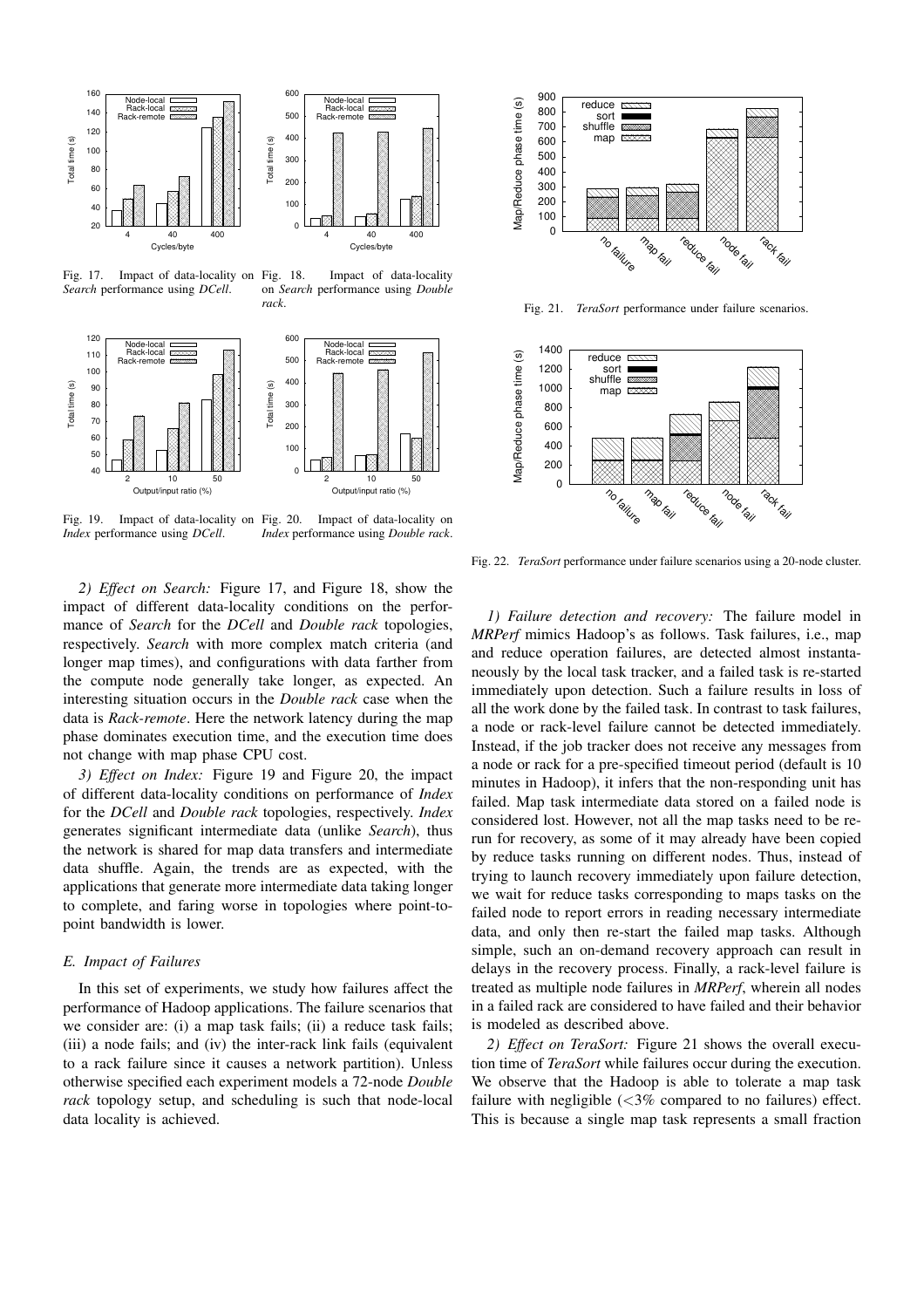Fig. 17. Impact of data-locality on *Search* performance using *DCell*.

Fig. 18. Impact of data-locality on *Search* performance using *Double rack*.

Fig. 19. Impact of data-locality on *Index* performance using *DCell*.

Fig. 20. Impact of data-locality on *Index* performance using *Double rack*.

*2) Effect on Search:* Figure 17, and Figure 18, show the impact of different data-locality conditions on the performance of *Search* for the *DCell* and *Double rack* topologies, respectively. *Search* with more complex match criteria (and longer map times), and configurations with data farther from the compute node generally take longer, as expected. An interesting situation occurs in the *Double rack* case when the data is *Rack-remote*. Here the network latency during the map phase dominates execution time, and the execution time does not change with map phase CPU cost.

*3) Effect on Index:* Figure 19 and Figure 20, the impact of different data-locality conditions on performance of *Index* for the *DCell* and *Double rack* topologies, respectively. *Index* generates significant intermediate data (unlike *Search*), thus the network is shared for map data transfers and intermediate data shuffle. Again, the trends are as expected, with the applications that generate more intermediate data taking longer to complete, and faring worse in topologies where point-to-point bandwidth is lower.

### E. Impact of Failures

In this set of experiments, we study how failures affect the performance of Hadoop applications. The failure scenarios that we consider are: (i) a map task fails; (ii) a reduce task fails; (iii) a node fails; and (iv) the inter-rack link fails (equivalent to a rack failure since it causes a network partition). Unless otherwise specified each experiment models a 72-node *Double rack* topology setup, and scheduling is such that node-local data locality is achieved.

Fig. 21. *TeraSort* performance under failure scenarios.

Fig. 22. *TeraSort* performance under failure scenarios using a 20-node cluster.

*1) Failure detection and recovery:* The failure model in *MRPerf* mimics Hadoop's as follows. Task failures, i.e., map and reduce operation failures, are detected almost instantaneously by the local task tracker, and a failed task is re-started immediately upon detection. Such a failure results in loss of all the work done by the failed task. In contrast to task failures, a node or rack-level failure cannot be detected immediately. Instead, if the job tracker does not receive any messages from a node or rack for a pre-specified timeout period (default is 10 minutes in Hadoop), it infers that the non-responding unit has failed. Map task intermediate data stored on a failed node is considered lost. However, not all the map tasks need to be re-run for recovery, as some of it may already have been copied by reduce tasks running on different nodes. Thus, instead of trying to launch recovery immediately upon failure detection, we wait for reduce tasks corresponding to maps tasks on the failed node to report errors in reading necessary intermediate data, and only then re-start the failed map tasks. Although simple, such an on-demand recovery approach can result in delays in the recovery process. Finally, a rack-level failure is treated as multiple node failures in *MRPerf*, wherein all nodes in a failed rack are considered to have failed and their behavior is modeled as described above.

*2) Effect on TeraSort:* Figure 21 shows the overall execution time of *TeraSort* while failures occur during the execution. We observe that the Hadoop is able to tolerate a map task failure with negligible (<3% compared to no failures) effect. This is because a single map task represents a small fraction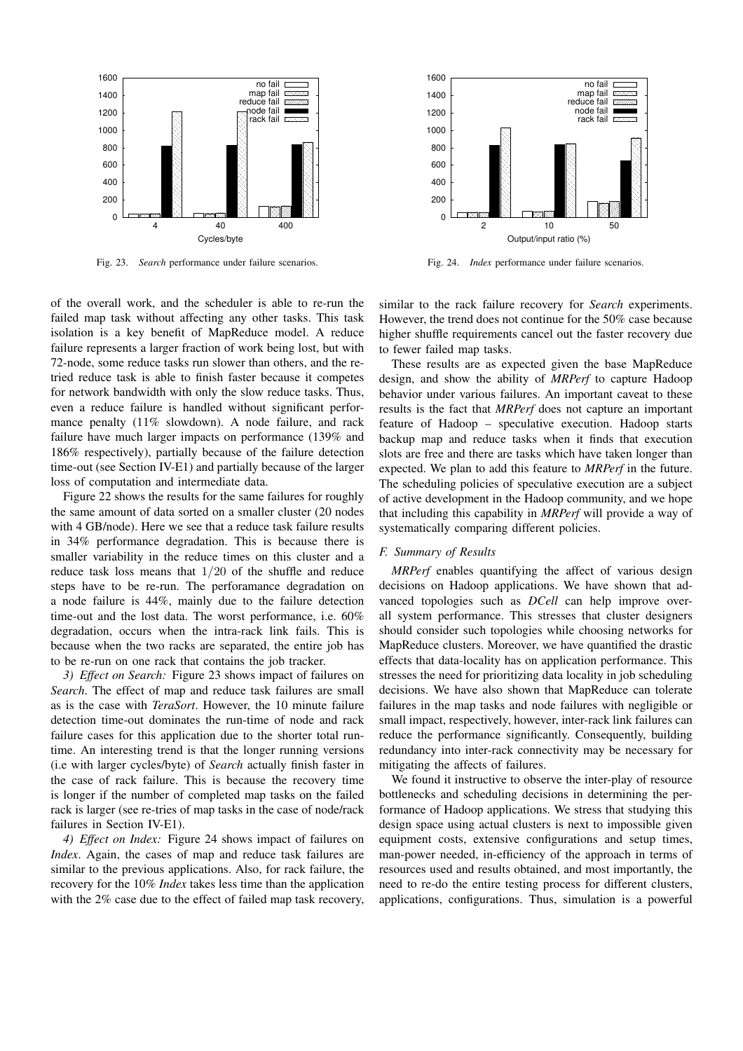1600
1400
1200
1000
800
600
400
200
0

no fail
map fail
reduce fail
node fail
rack fail

4
40
400

Cycles/byte

Fig. 23. *Search* performance under failure scenarios.

1600
1400
1200
1000
800
600
400
200
0

no fail
map fail
reduce fail
node fail
rack fail

2
10
50

Output/input ratio (%)

Fig. 24. *Index* performance under failure scenarios.

of the overall work, and the scheduler is able to re-run the failed map task without affecting any other tasks. This task isolation is a key benefit of MapReduce model. A reduce failure represents a larger fraction of work being lost, but with 72-node, some reduce tasks run slower than others, and the re-tried reduce task is able to finish faster because it competes for network bandwidth with only the slow reduce tasks. Thus, even a reduce failure is handled without significant performance penalty (11% slowdown). A node failure, and rack failure have much larger impacts on performance (139% and 186% respectively), partially because of the failure detection time-out (see Section IV-E1) and partially because of the larger loss of computation and intermediate data.

Figure 22 shows the results for the same failures for roughly the same amount of data sorted on a smaller cluster (20 nodes with 4 GB/node). Here we see that a reduce task failure results in 34% performance degradation. This is because there is smaller variability in the reduce times on this cluster and a reduce task loss means that $1/20$ of the shuffle and reduce steps have to be re-run. The perforamance degradation on a node failure is 44%, mainly due to the failure detection time-out and the lost data. The worst performance, i.e. 60% degradation, occurs when the intra-rack link fails. This is because when the two racks are separated, the entire job has to be re-run on one rack that contains the job tracker.

*3) Effect on Search:* Figure 23 shows impact of failures on *Search*. The effect of map and reduce task failures are small as is the case with *TeraSort*. However, the 10 minute failure detection time-out dominates the run-time of node and rack failure cases for this application due to the shorter total run-time. An interesting trend is that the longer running versions (i.e with larger cycles/byte) of *Search* actually finish faster in the case of rack failure. This is because the recovery time is longer if the number of completed map tasks on the failed rack is larger (see re-tries of map tasks in the case of node/rack failures in Section IV-E1).

*4) Effect on Index:* Figure 24 shows impact of failures on *Index*. Again, the cases of map and reduce task failures are similar to the previous applications. Also, for rack failure, the recovery for the 10% *Index* takes less time than the application with the 2% case due to the effect of failed map task recovery, similar to the rack failure recovery for *Search* experiments. However, the trend does not continue for the 50% case because higher shuffle requirements cancel out the faster recovery due to fewer failed map tasks.

These results are as expected given the base MapReduce design, and show the ability of *MRPerf* to capture Hadoop behavior under various failures. An important caveat to these results is the fact that *MRPerf* does not capture an important feature of Hadoop – speculative execution. Hadoop starts backup map and reduce tasks when it finds that execution slots are free and there are tasks which have taken longer than expected. We plan to add this feature to *MRPerf* in the future. The scheduling policies of speculative execution are a subject of active development in the Hadoop community, and we hope that including this capability in *MRPerf* will provide a way of systematically comparing different policies.

### *F. Summary of Results*

*MRPerf* enables quantifying the affect of various design decisions on Hadoop applications. We have shown that advanced topologies such as *DCell* can help improve overall system performance. This stresses that cluster designers should consider such topologies while choosing networks for MapReduce clusters. Moreover, we have quantified the drastic effects that data-locality has on application performance. This stresses the need for prioritizing data locality in job scheduling decisions. We have also shown that MapReduce can tolerate failures in the map tasks and node failures with negligible or small impact, respectively, however, inter-rack link failures can reduce the performance significantly. Consequently, building redundancy into inter-rack connectivity may be necessary for mitigating the affects of failures.

We found it instructive to observe the inter-play of resource bottlenecks and scheduling decisions in determining the performance of Hadoop applications. We stress that studying this design space using actual clusters is next to impossible given equipment costs, extensive configurations and setup times, man-power needed, in-efficiency of the approach in terms of resources used and results obtained, and most importantly, the need to re-do the entire testing process for different clusters, applications, configurations. Thus, simulation is a powerful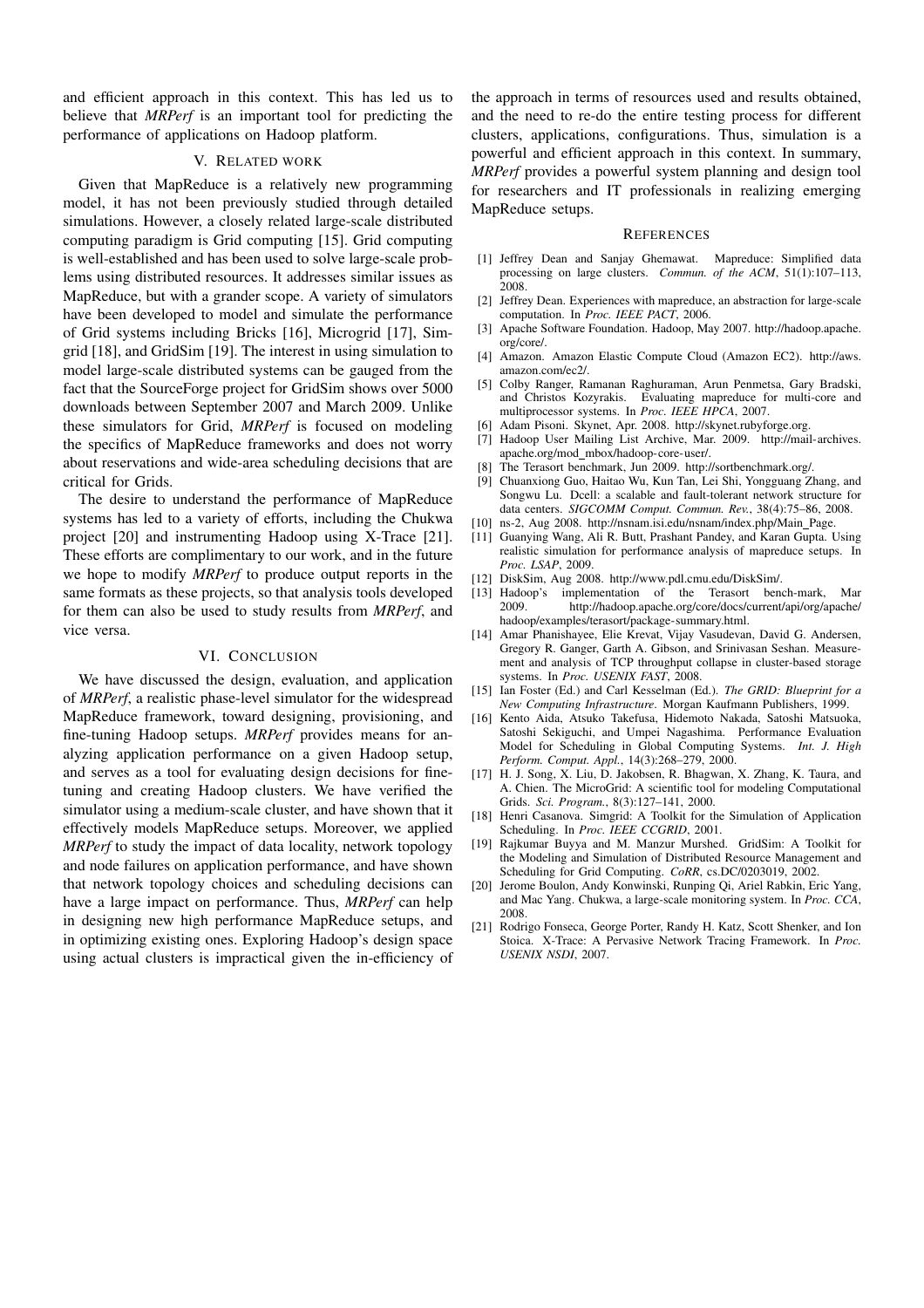and efficient approach in this context. This has led us to believe that *MRPerf* is an important tool for predicting the performance of applications on Hadoop platform.

## V. Related work

Given that MapReduce is a relatively new programming model, it has not been previously studied through detailed simulations. However, a closely related large-scale distributed computing paradigm is Grid computing [15]. Grid computing is well-established and has been used to solve large-scale problems using distributed resources. It addresses similar issues as MapReduce, but with a grander scope. A variety of simulators have been developed to model and simulate the performance of Grid systems including Bricks [16], Microgrid [17], Simgrid [18], and GridSim [19]. The interest in using simulation to model large-scale distributed systems can be gauged from the fact that the SourceForge project for GridSim shows over 5000 downloads between September 2007 and March 2009. Unlike these simulators for Grid, *MRPerf* is focused on modeling the specifics of MapReduce frameworks and does not worry about reservations and wide-area scheduling decisions that are critical for Grids.

The desire to understand the performance of MapReduce systems has led to a variety of efforts, including the Chukwa project [20] and instrumenting Hadoop using X-Trace [21]. These efforts are complimentary to our work, and in the future we hope to modify *MRPerf* to produce output reports in the same formats as these projects, so that analysis tools developed for them can also be used to study results from *MRPerf*, and vice versa.

## VI. Conclusion

We have discussed the design, evaluation, and application of *MRPerf*, a realistic phase-level simulator for the widespread MapReduce framework, toward designing, provisioning, and fine-tuning Hadoop setups. *MRPerf* provides means for analyzing application performance on a given Hadoop setup, and serves as a tool for evaluating design decisions for fine-tuning and creating Hadoop clusters. We have verified the simulator using a medium-scale cluster, and have shown that it effectively models MapReduce setups. Moreover, we applied *MRPerf* to study the impact of data locality, network topology and node failures on application performance, and have shown that network topology choices and scheduling decisions can have a large impact on performance. Thus, *MRPerf* can help in designing new high performance MapReduce setups, and in optimizing existing ones. Exploring Hadoop's design space using actual clusters is impractical given the in-efficiency of the approach in terms of resources used and results obtained, and the need to re-do the entire testing process for different clusters, applications, configurations. Thus, simulation is a powerful and efficient approach in this context. In summary, *MRPerf* provides a powerful system planning and design tool for researchers and IT professionals in realizing emerging MapReduce setups.

## References

[1] Jeffrey Dean and Sanjay Ghemawat. Mapreduce: Simplified data processing on large clusters. *Commun. of the ACM*, 51(1):107–113, 2008.

[2] Jeffrey Dean. Experiences with mapreduce, an abstraction for large-scale computation. In *Proc. IEEE PACT*, 2006.

[3] Apache Software Foundation. Hadoop, May 2007. http://hadoop.apache.org/core/.

[4] Amazon. Amazon Elastic Compute Cloud (Amazon EC2). http://aws.amazon.com/ec2/.

[5] Colby Ranger, Ramanan Raghuraman, Arun Penmetsa, Gary Bradski, and Christos Kozyrakis. Evaluating mapreduce for multi-core and multiprocessor systems. In *Proc. IEEE HPCA*, 2007.

[6] Adam Pisoni. Skynet, Apr. 2008. http://skynet.rubyforge.org.

[7] Hadoop User Mailing List Archive, Mar. 2009. http://mail-archives.apache.org/mod_mbox/hadoop-core-user/.

[8] The Terasort benchmark, Jun 2009. http://sortbenchmark.org/.

[9] Chuanxiong Guo, Haitao Wu, Kun Tan, Lei Shi, Yongguang Zhang, and Songwu Lu. Dcell: a scalable and fault-tolerant network structure for data centers. *SIGCOMM Comput. Commun. Rev.*, 38(4):75–86, 2008.

[10] ns-2, Aug 2008. http://nsnam.isi.edu/nsnam/index.php/Main_Page.

[11] Guanying Wang, Ali R. Butt, Prashant Pandey, and Karan Gupta. Using realistic simulation for performance analysis of mapreduce setups. In *Proc. LSAP*, 2009.

[12] DiskSim, Aug 2008. http://www.pdl.cmu.edu/DiskSim/.

[13] Hadoop's implementation of the Terasort bench-mark, Mar 2009. http://hadoop.apache.org/core/docs/current/api/org/apache/hadoop/examples/terasort/package-summary.html.

[14] Amar Phanishayee, Elie Krevat, Vijay Vasudevan, David G. Andersen, Gregory R. Ganger, Garth A. Gibson, and Srinivasan Seshan. Measurement and analysis of TCP throughput collapse in cluster-based storage systems. In *Proc. USENIX FAST*, 2008.

[15] Ian Foster (Ed.) and Carl Kesselman (Ed.). *The GRID: Blueprint for a New Computing Infrastructure*. Morgan Kaufmann Publishers, 1999.

[16] Kento Aida, Atsuko Takefusa, Hidemoto Nakada, Satoshi Matsuoka, Satoshi Sekiguchi, and Umpei Nagashima. Performance Evaluation Model for Scheduling in Global Computing Systems. *Int. J. High Perform. Comput. Appl.*, 14(3):268–279, 2000.

[17] H. J. Song, X. Liu, D. Jakobsen, R. Bhagwan, X. Zhang, K. Taura, and A. Chien. The MicroGrid: A scientific tool for modeling Computational Grids. *Sci. Program.*, 8(3):127–141, 2000.

[18] Henri Casanova. Simgrid: A Toolkit for the Simulation of Application Scheduling. In *Proc. IEEE CCGRID*, 2001.

[19] Rajkumar Buyya and M. Manzur Murshed. GridSim: A Toolkit for the Modeling and Simulation of Distributed Resource Management and Scheduling for Grid Computing. *CoRR*, cs.DC/0203019, 2002.

[20] Jerome Boulon, Andy Konwinski, Runping Qi, Ariel Rabkin, Eric Yang, and Mac Yang. Chukwa, a large-scale monitoring system. In *Proc. CCA*, 2008.

[21] Rodrigo Fonseca, George Porter, Randy H. Katz, Scott Shenker, and Ion Stoica. X-Trace: A Pervasive Network Tracing Framework. In *Proc. USENIX NSDI*, 2007.